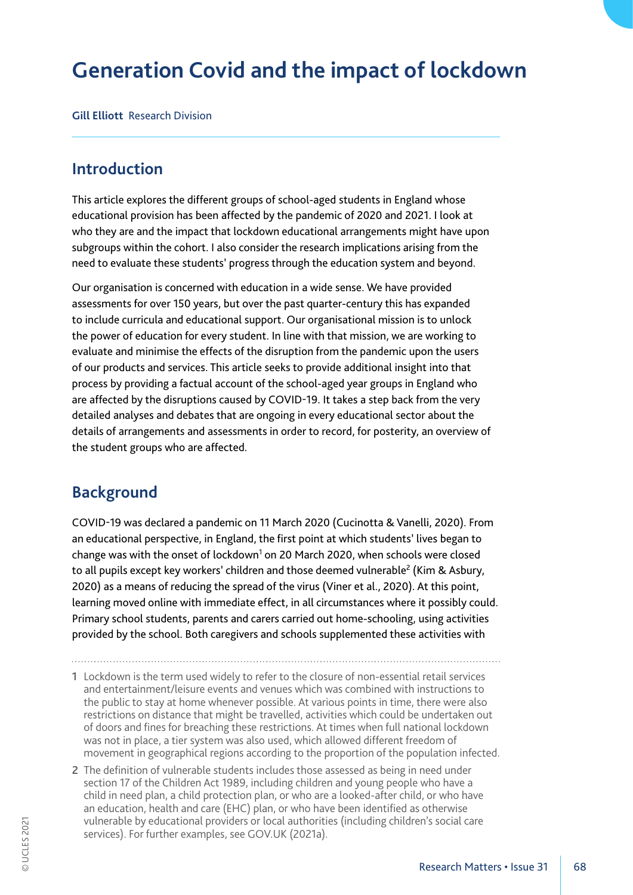# Generation Covid and the impact of lockdown

**Gill Elliott** Research Division

## Introduction

This article explores the different groups of school-aged students in England whose educational provision has been affected by the pandemic of 2020 and 2021. I look at who they are and the impact that lockdown educational arrangements might have upon subgroups within the cohort. I also consider the research implications arising from the need to evaluate these students' progress through the education system and beyond.

Our organisation is concerned with education in a wide sense. We have provided assessments for over 150 years, but over the past quarter-century this has expanded to include curricula and educational support. Our organisational mission is to unlock the power of education for every student. In line with that mission, we are working to evaluate and minimise the effects of the disruption from the pandemic upon the users of our products and services. This article seeks to provide additional insight into that process by providing a factual account of the school-aged year groups in England who are affected by the disruptions caused by COVID-19. It takes a step back from the very detailed analyses and debates that are ongoing in every educational sector about the details of arrangements and assessments in order to record, for posterity, an overview of the student groups who are affected.

## Background

COVID-19 was declared a pandemic on 11 March 2020 (Cucinotta & Vanelli, 2020). From an educational perspective, in England, the first point at which students' lives began to change was with the onset of lockdown[1] on 20 March 2020, when schools were closed to all pupils except key workers' children and those deemed vulnerable[2] (Kim & Asbury, 2020) as a means of reducing the spread of the virus (Viner et al., 2020). At this point, learning moved online with immediate effect, in all circumstances where it possibly could. Primary school students, parents and carers carried out home-schooling, using activities provided by the school. Both caregivers and schools supplemented these activities with

1 Lockdown is the term used widely to refer to the closure of non-essential retail services and entertainment/leisure events and venues which was combined with instructions to the public to stay at home whenever possible. At various points in time, there were also restrictions on distance that might be travelled, activities which could be undertaken out of doors and fines for breaching these restrictions. At times when full national lockdown was not in place, a tier system was also used, which allowed different freedom of movement in geographical regions according to the proportion of the population infected.

2 The definition of vulnerable students includes those assessed as being in need under section 17 of the Children Act 1989, including children and young people who have a child in need plan, a child protection plan, or who are a looked-after child, or who have an education, health and care (EHC) plan, or who have been identified as otherwise vulnerable by educational providers or local authorities (including children's social care services). For further examples, see GOV.UK (2021a).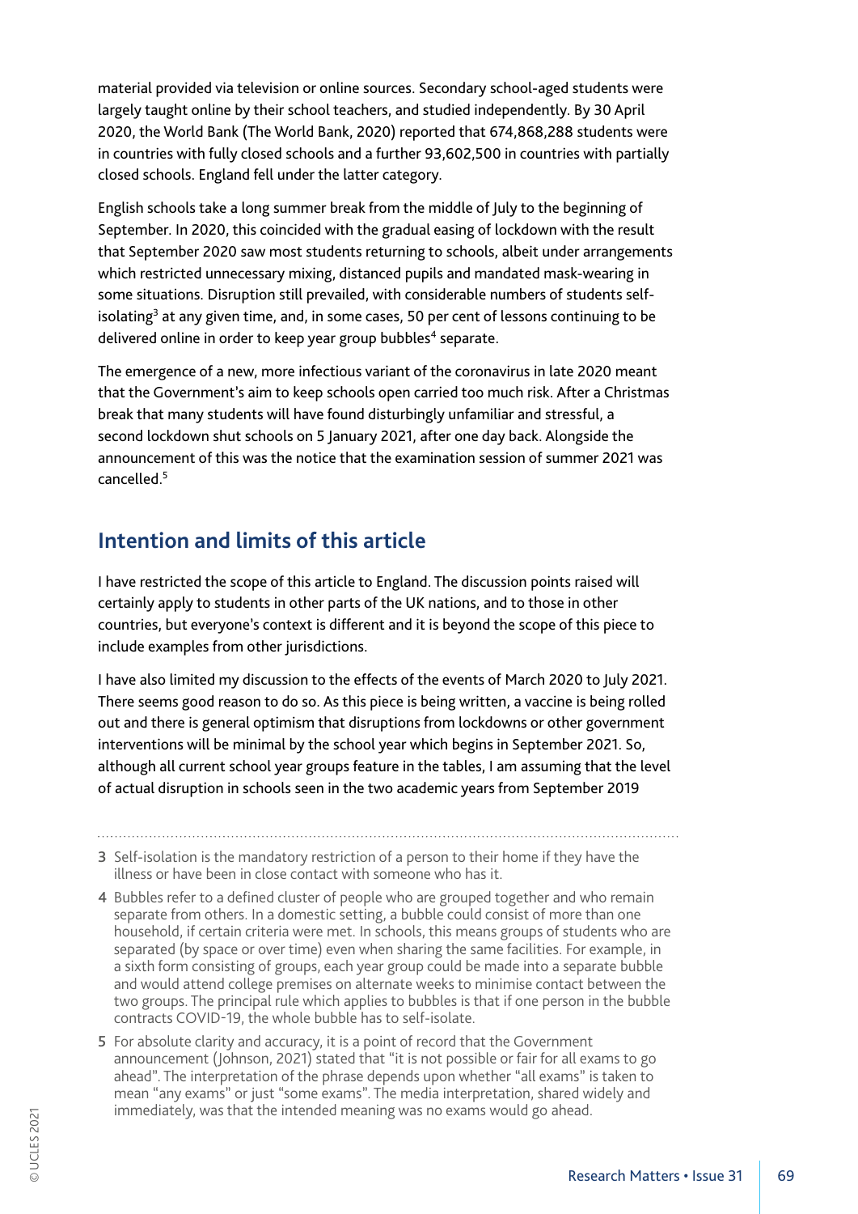material provided via television or online sources. Secondary school-aged students were largely taught online by their school teachers, and studied independently. By 30 April 2020, the World Bank (The World Bank, 2020) reported that 674,868,288 students were in countries with fully closed schools and a further 93,602,500 in countries with partially closed schools. England fell under the latter category.

English schools take a long summer break from the middle of July to the beginning of September. In 2020, this coincided with the gradual easing of lockdown with the result that September 2020 saw most students returning to schools, albeit under arrangements which restricted unnecessary mixing, distanced pupils and mandated mask-wearing in some situations. Disruption still prevailed, with considerable numbers of students self-isolating[3] at any given time, and, in some cases, 50 per cent of lessons continuing to be delivered online in order to keep year group bubbles[4] separate.

The emergence of a new, more infectious variant of the coronavirus in late 2020 meant that the Government's aim to keep schools open carried too much risk. After a Christmas break that many students will have found disturbingly unfamiliar and stressful, a second lockdown shut schools on 5 January 2021, after one day back. Alongside the announcement of this was the notice that the examination session of summer 2021 was cancelled.[5]

## Intention and limits of this article

I have restricted the scope of this article to England. The discussion points raised will certainly apply to students in other parts of the UK nations, and to those in other countries, but everyone's context is different and it is beyond the scope of this piece to include examples from other jurisdictions.

I have also limited my discussion to the effects of the events of March 2020 to July 2021. There seems good reason to do so. As this piece is being written, a vaccine is being rolled out and there is general optimism that disruptions from lockdowns or other government interventions will be minimal by the school year which begins in September 2021. So, although all current school year groups feature in the tables, I am assuming that the level of actual disruption in schools seen in the two academic years from September 2019

---

3 Self-isolation is the mandatory restriction of a person to their home if they have the illness or have been in close contact with someone who has it.

4 Bubbles refer to a defined cluster of people who are grouped together and who remain separate from others. In a domestic setting, a bubble could consist of more than one household, if certain criteria were met. In schools, this means groups of students who are separated (by space or over time) even when sharing the same facilities. For example, in a sixth form consisting of groups, each year group could be made into a separate bubble and would attend college premises on alternate weeks to minimise contact between the two groups. The principal rule which applies to bubbles is that if one person in the bubble contracts COVID-19, the whole bubble has to self-isolate.

5 For absolute clarity and accuracy, it is a point of record that the Government announcement (Johnson, 2021) stated that "it is not possible or fair for all exams to go ahead". The interpretation of the phrase depends upon whether "all exams" is taken to mean "any exams" or just "some exams". The media interpretation, shared widely and immediately, was that the intended meaning was no exams would go ahead.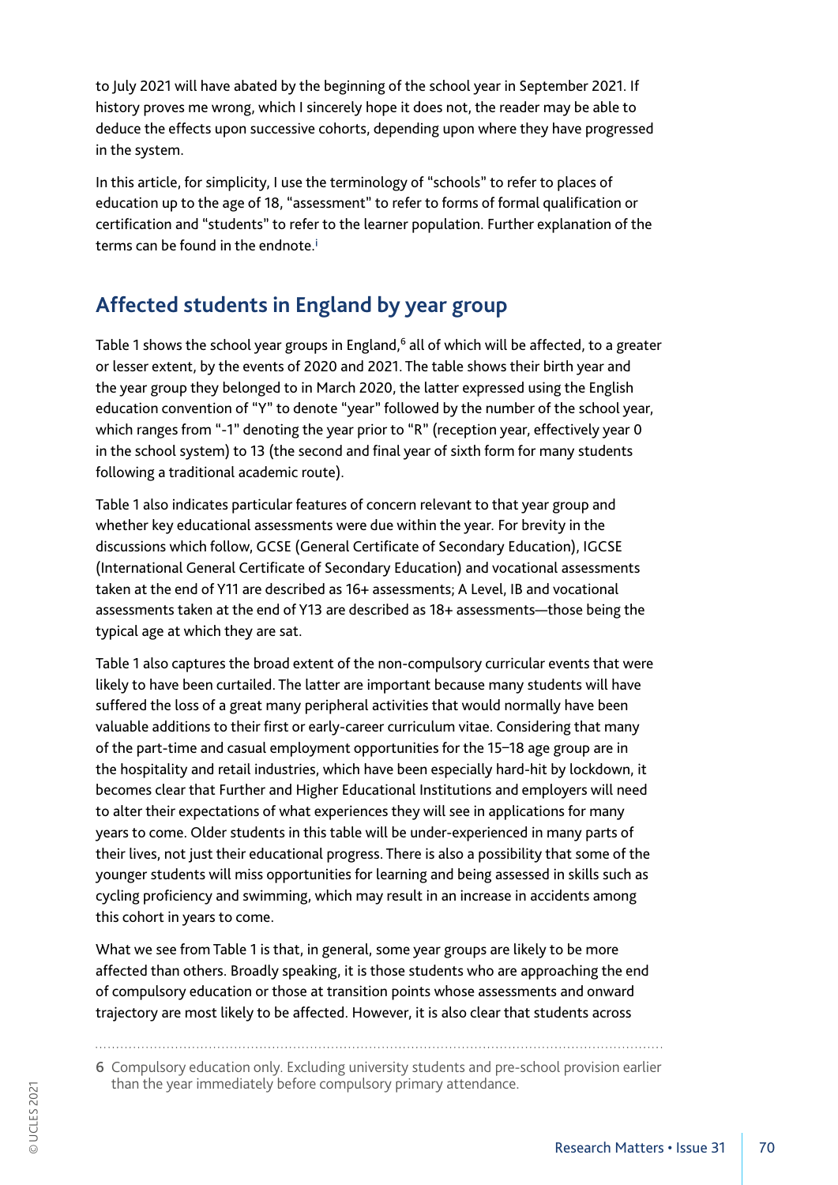to July 2021 will have abated by the beginning of the school year in September 2021. If history proves me wrong, which I sincerely hope it does not, the reader may be able to deduce the effects upon successive cohorts, depending upon where they have progressed in the system.

In this article, for simplicity, I use the terminology of "schools" to refer to places of education up to the age of 18, "assessment" to refer to forms of formal qualification or certification and "students" to refer to the learner population. Further explanation of the terms can be found in the endnote.[i]

## Affected students in England by year group

Table 1 shows the school year groups in England,[6] all of which will be affected, to a greater or lesser extent, by the events of 2020 and 2021. The table shows their birth year and the year group they belonged to in March 2020, the latter expressed using the English education convention of "Y" to denote "year" followed by the number of the school year, which ranges from "-1" denoting the year prior to "R" (reception year, effectively year 0 in the school system) to 13 (the second and final year of sixth form for many students following a traditional academic route).

Table 1 also indicates particular features of concern relevant to that year group and whether key educational assessments were due within the year. For brevity in the discussions which follow, GCSE (General Certificate of Secondary Education), IGCSE (International General Certificate of Secondary Education) and vocational assessments taken at the end of Y11 are described as 16+ assessments; A Level, IB and vocational assessments taken at the end of Y13 are described as 18+ assessments—those being the typical age at which they are sat.

Table 1 also captures the broad extent of the non-compulsory curricular events that were likely to have been curtailed. The latter are important because many students will have suffered the loss of a great many peripheral activities that would normally have been valuable additions to their first or early-career curriculum vitae. Considering that many of the part-time and casual employment opportunities for the 15–18 age group are in the hospitality and retail industries, which have been especially hard-hit by lockdown, it becomes clear that Further and Higher Educational Institutions and employers will need to alter their expectations of what experiences they will see in applications for many years to come. Older students in this table will be under-experienced in many parts of their lives, not just their educational progress. There is also a possibility that some of the younger students will miss opportunities for learning and being assessed in skills such as cycling proficiency and swimming, which may result in an increase in accidents among this cohort in years to come.

What we see from Table 1 is that, in general, some year groups are likely to be more affected than others. Broadly speaking, it is those students who are approaching the end of compulsory education or those at transition points whose assessments and onward trajectory are most likely to be affected. However, it is also clear that students across

6 Compulsory education only. Excluding university students and pre-school provision earlier than the year immediately before compulsory primary attendance.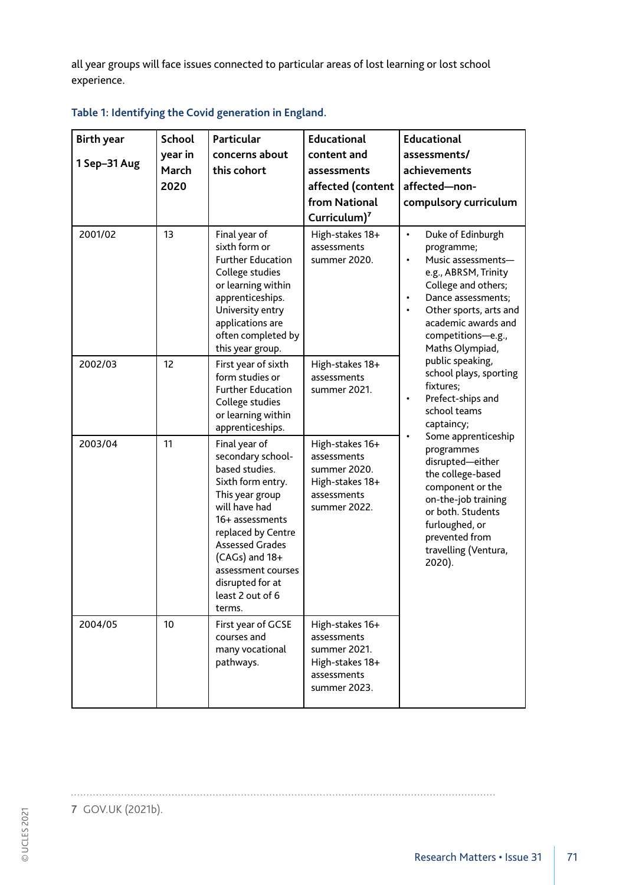all year groups will face issues connected to particular areas of lost learning or lost school experience.

**Table 1: Identifying the Covid generation in England.**

| Birth year 1 Sep–31 Aug | School year in March 2020 | Particular concerns about this cohort | Educational content and assessments affected (content from National Curriculum)[7] | Educational assessments/ achievements affected—non-compulsory curriculum |
|---|---|---|---|---|
| 2001/02 | 13 | Final year of sixth form or Further Education College studies or learning within apprenticeships. University entry applications are often completed by this year group. | High-stakes 18+ assessments summer 2020. | • Duke of Edinburgh programme;<br>• Music assessments—e.g., ABRSM, Trinity College and others;<br>• Dance assessments;<br>• Other sports, arts and academic awards and competitions—e.g., Maths Olympiad, public speaking, school plays, sporting fixtures;<br>• Prefect-ships and school teams captaincy;<br>• Some apprenticeship programmes disrupted—either the college-based component or the on-the-job training or both. Students furloughed, or prevented from travelling (Ventura, 2020). |
| 2002/03 | 12 | First year of sixth form studies or Further Education College studies or learning within apprenticeships. | High-stakes 18+ assessments summer 2021. | |
| 2003/04 | 11 | Final year of secondary school-based studies. Sixth form entry. This year group will have had 16+ assessments replaced by Centre Assessed Grades (CAGs) and 18+ assessment courses disrupted for at least 2 out of 6 terms. | High-stakes 16+ assessments summer 2020. High-stakes 18+ assessments summer 2022. | |
| 2004/05 | 10 | First year of GCSE courses and many vocational pathways. | High-stakes 16+ assessments summer 2021. High-stakes 18+ assessments summer 2023. | |

7 GOV.UK (2021b).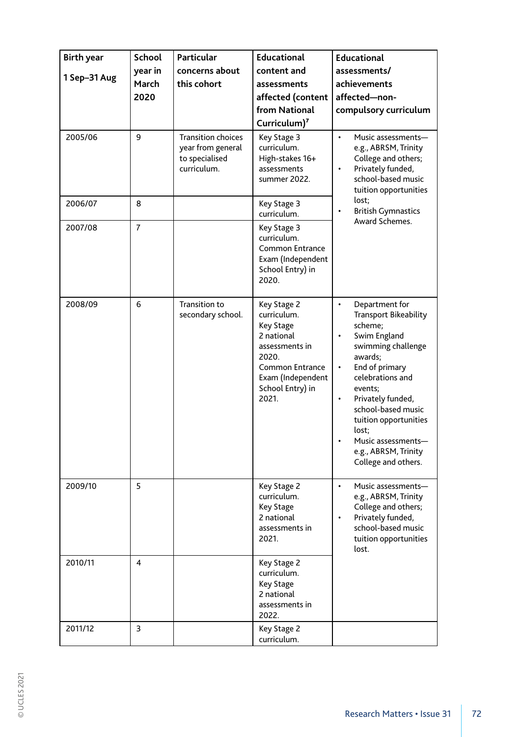| Birth year 1 Sep–31 Aug | School year in March 2020 | Particular concerns about this cohort | Educational content and assessments affected (content from National Curriculum)[7] | Educational assessments/ achievements affected—non-compulsory curriculum |
|---|---|---|---|---|
| 2005/06 | 9 | Transition choices year from general to specialised curriculum. | Key Stage 3 curriculum. High-stakes 16+ assessments summer 2022. | • Music assessments—e.g., ABRSM, Trinity College and others; • Privately funded, school-based music tuition opportunities lost; • British Gymnastics Award Schemes. |
| 2006/07 | 8 | | Key Stage 3 curriculum. | |
| 2007/08 | 7 | | Key Stage 3 curriculum. Common Entrance Exam (Independent School Entry) in 2020. | |
| 2008/09 | 6 | Transition to secondary school. | Key Stage 2 curriculum. Key Stage 2 national assessments in 2020. Common Entrance Exam (Independent School Entry) in 2021. | • Department for Transport Bikeability scheme; • Swim England swimming challenge awards; • End of primary celebrations and events; • Privately funded, school-based music tuition opportunities lost; • Music assessments—e.g., ABRSM, Trinity College and others. |
| 2009/10 | 5 | | Key Stage 2 curriculum. Key Stage 2 national assessments in 2021. | • Music assessments—e.g., ABRSM, Trinity College and others; • Privately funded, school-based music tuition opportunities lost. |
| 2010/11 | 4 | | Key Stage 2 curriculum. Key Stage 2 national assessments in 2022. | |
| 2011/12 | 3 | | Key Stage 2 curriculum. | |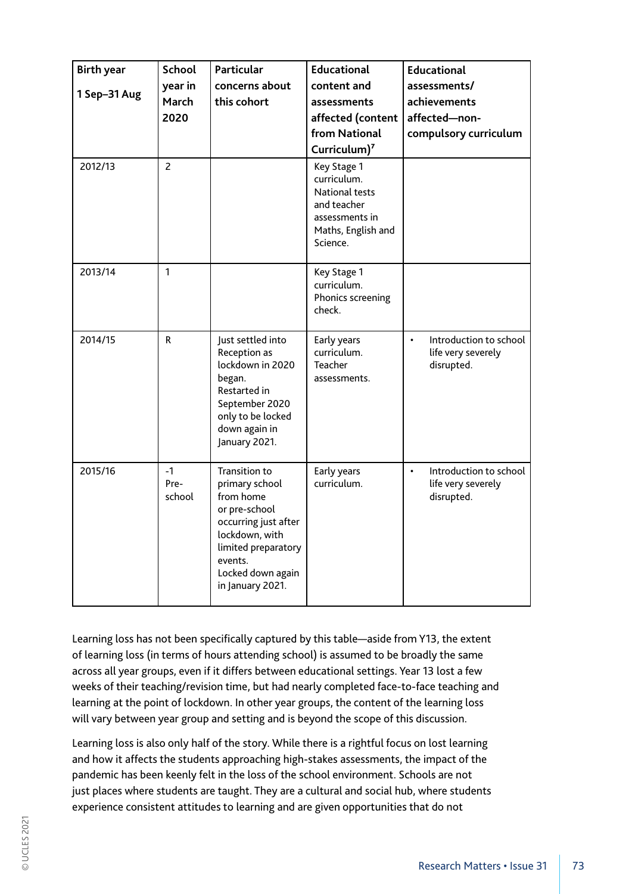| Birth year 1 Sep–31 Aug | School year in March 2020 | Particular concerns about this cohort | Educational content and assessments affected (content from National Curriculum)[7] | Educational assessments/ achievements affected—non-compulsory curriculum |
|---|---|---|---|---|
| 2012/13 | 2 | | Key Stage 1 curriculum. National tests and teacher assessments in Maths, English and Science. | |
| 2013/14 | 1 | | Key Stage 1 curriculum. Phonics screening check. | |
| 2014/15 | R | Just settled into Reception as lockdown in 2020 began. Restarted in September 2020 only to be locked down again in January 2021. | Early years curriculum. Teacher assessments. | • Introduction to school life very severely disrupted. |
| 2015/16 | -1 Pre-school | Transition to primary school from home or pre-school occurring just after lockdown, with limited preparatory events. Locked down again in January 2021. | Early years curriculum. | • Introduction to school life very severely disrupted. |

Learning loss has not been specifically captured by this table—aside from Y13, the extent of learning loss (in terms of hours attending school) is assumed to be broadly the same across all year groups, even if it differs between educational settings. Year 13 lost a few weeks of their teaching/revision time, but had nearly completed face-to-face teaching and learning at the point of lockdown. In other year groups, the content of the learning loss will vary between year group and setting and is beyond the scope of this discussion.

Learning loss is also only half of the story. While there is a rightful focus on lost learning and how it affects the students approaching high-stakes assessments, the impact of the pandemic has been keenly felt in the loss of the school environment. Schools are not just places where students are taught. They are a cultural and social hub, where students experience consistent attitudes to learning and are given opportunities that do not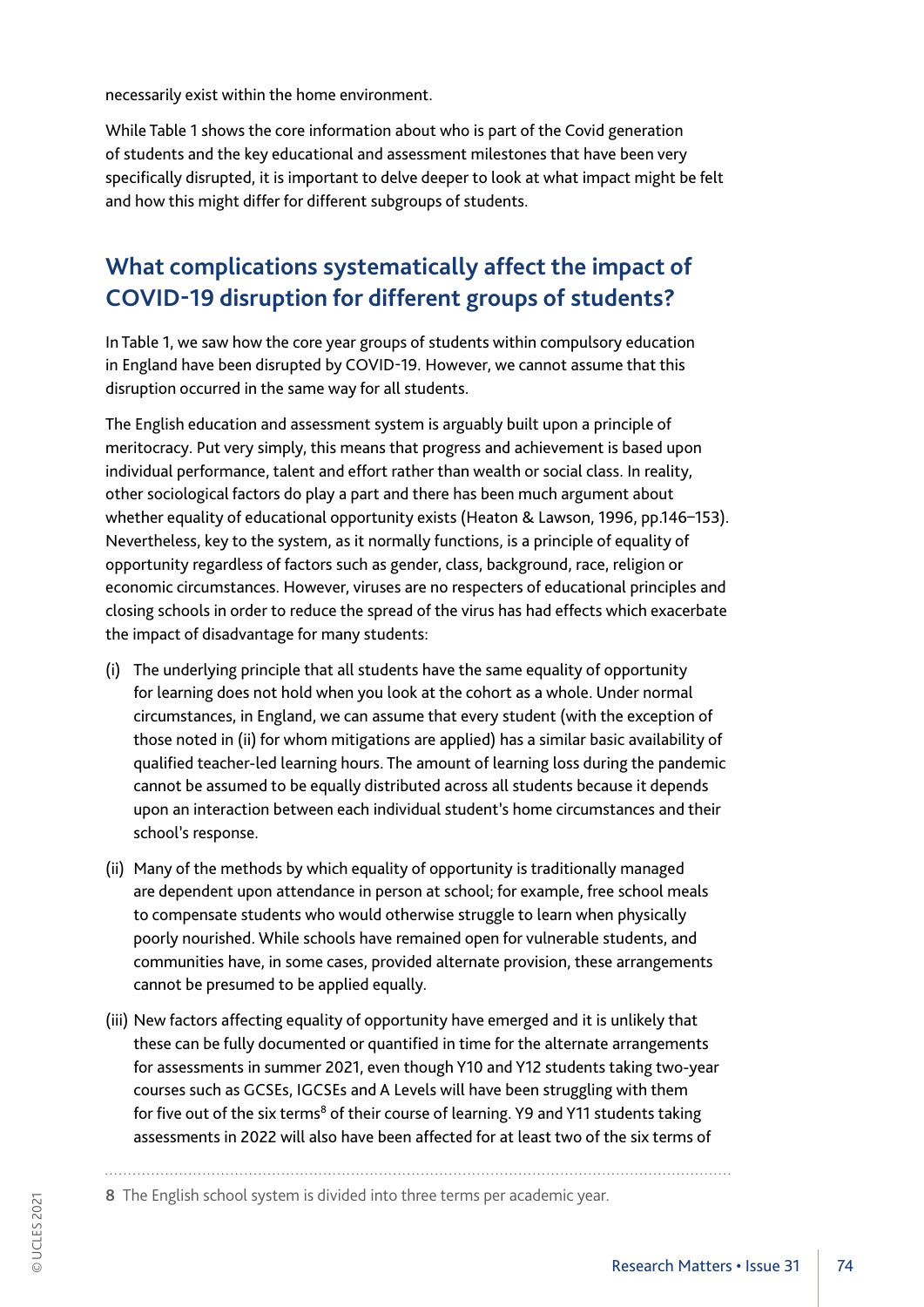necessarily exist within the home environment.

While Table 1 shows the core information about who is part of the Covid generation of students and the key educational and assessment milestones that have been very specifically disrupted, it is important to delve deeper to look at what impact might be felt and how this might differ for different subgroups of students.

## What complications systematically affect the impact of COVID-19 disruption for different groups of students?

In Table 1, we saw how the core year groups of students within compulsory education in England have been disrupted by COVID-19. However, we cannot assume that this disruption occurred in the same way for all students.

The English education and assessment system is arguably built upon a principle of meritocracy. Put very simply, this means that progress and achievement is based upon individual performance, talent and effort rather than wealth or social class. In reality, other sociological factors do play a part and there has been much argument about whether equality of educational opportunity exists (Heaton & Lawson, 1996, pp.146–153). Nevertheless, key to the system, as it normally functions, is a principle of equality of opportunity regardless of factors such as gender, class, background, race, religion or economic circumstances. However, viruses are no respecters of educational principles and closing schools in order to reduce the spread of the virus has had effects which exacerbate the impact of disadvantage for many students:

(i) The underlying principle that all students have the same equality of opportunity for learning does not hold when you look at the cohort as a whole. Under normal circumstances, in England, we can assume that every student (with the exception of those noted in (ii) for whom mitigations are applied) has a similar basic availability of qualified teacher-led learning hours. The amount of learning loss during the pandemic cannot be assumed to be equally distributed across all students because it depends upon an interaction between each individual student's home circumstances and their school's response.

(ii) Many of the methods by which equality of opportunity is traditionally managed are dependent upon attendance in person at school; for example, free school meals to compensate students who would otherwise struggle to learn when physically poorly nourished. While schools have remained open for vulnerable students, and communities have, in some cases, provided alternate provision, these arrangements cannot be presumed to be applied equally.

(iii) New factors affecting equality of opportunity have emerged and it is unlikely that these can be fully documented or quantified in time for the alternate arrangements for assessments in summer 2021, even though Y10 and Y12 students taking two-year courses such as GCSEs, IGCSEs and A Levels will have been struggling with them for five out of the six terms[8] of their course of learning. Y9 and Y11 students taking assessments in 2022 will also have been affected for at least two of the six terms of

8 The English school system is divided into three terms per academic year.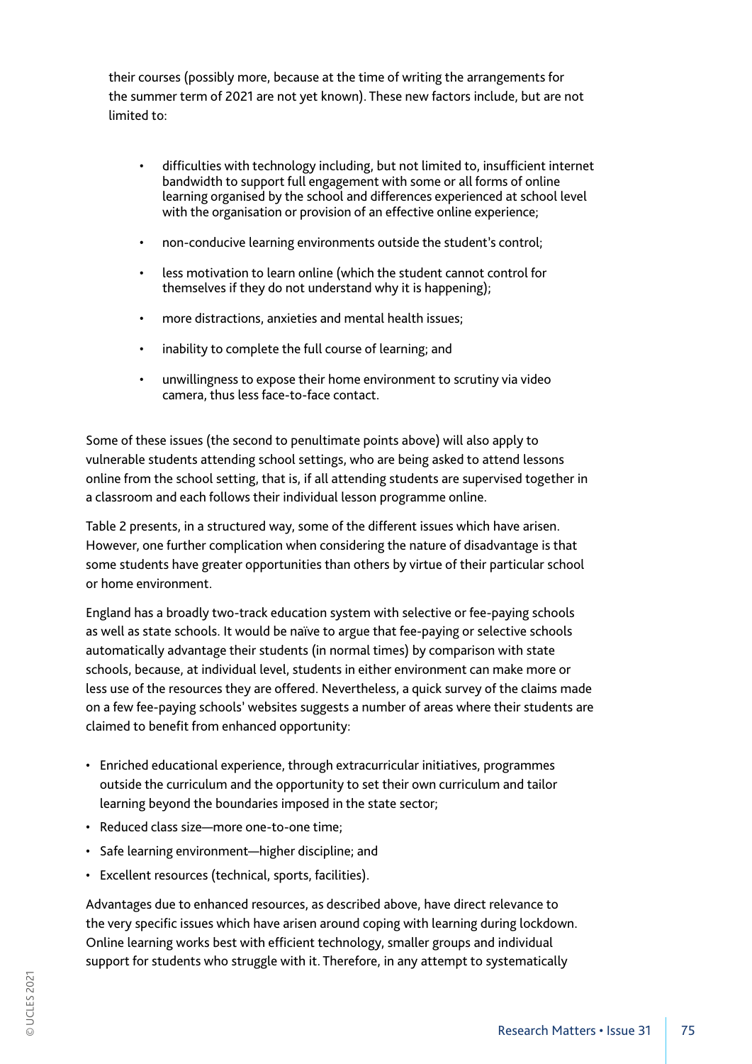their courses (possibly more, because at the time of writing the arrangements for the summer term of 2021 are not yet known). These new factors include, but are not limited to:

- difficulties with technology including, but not limited to, insufficient internet bandwidth to support full engagement with some or all forms of online learning organised by the school and differences experienced at school level with the organisation or provision of an effective online experience;
- non-conducive learning environments outside the student's control;
- less motivation to learn online (which the student cannot control for themselves if they do not understand why it is happening);
- more distractions, anxieties and mental health issues;
- inability to complete the full course of learning; and
- unwillingness to expose their home environment to scrutiny via video camera, thus less face-to-face contact.

Some of these issues (the second to penultimate points above) will also apply to vulnerable students attending school settings, who are being asked to attend lessons online from the school setting, that is, if all attending students are supervised together in a classroom and each follows their individual lesson programme online.

Table 2 presents, in a structured way, some of the different issues which have arisen. However, one further complication when considering the nature of disadvantage is that some students have greater opportunities than others by virtue of their particular school or home environment.

England has a broadly two-track education system with selective or fee-paying schools as well as state schools. It would be naïve to argue that fee-paying or selective schools automatically advantage their students (in normal times) by comparison with state schools, because, at individual level, students in either environment can make more or less use of the resources they are offered. Nevertheless, a quick survey of the claims made on a few fee-paying schools' websites suggests a number of areas where their students are claimed to benefit from enhanced opportunity:

- Enriched educational experience, through extracurricular initiatives, programmes outside the curriculum and the opportunity to set their own curriculum and tailor learning beyond the boundaries imposed in the state sector;
- Reduced class size—more one-to-one time;
- Safe learning environment—higher discipline; and
- Excellent resources (technical, sports, facilities).

Advantages due to enhanced resources, as described above, have direct relevance to the very specific issues which have arisen around coping with learning during lockdown. Online learning works best with efficient technology, smaller groups and individual support for students who struggle with it. Therefore, in any attempt to systematically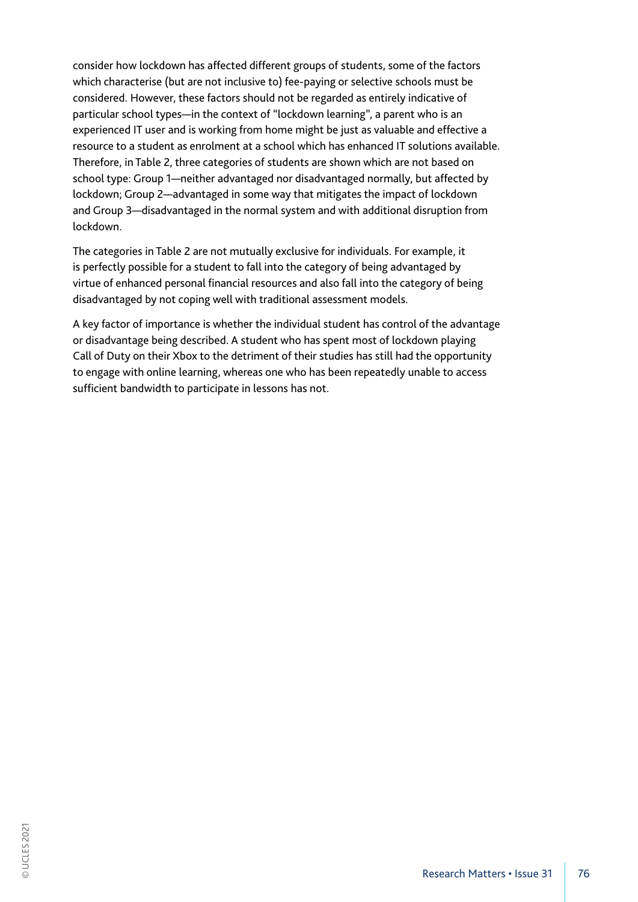consider how lockdown has affected different groups of students, some of the factors which characterise (but are not inclusive to) fee-paying or selective schools must be considered. However, these factors should not be regarded as entirely indicative of particular school types—in the context of "lockdown learning", a parent who is an experienced IT user and is working from home might be just as valuable and effective a resource to a student as enrolment at a school which has enhanced IT solutions available. Therefore, in Table 2, three categories of students are shown which are not based on school type: Group 1—neither advantaged nor disadvantaged normally, but affected by lockdown; Group 2—advantaged in some way that mitigates the impact of lockdown and Group 3—disadvantaged in the normal system and with additional disruption from lockdown.

The categories in Table 2 are not mutually exclusive for individuals. For example, it is perfectly possible for a student to fall into the category of being advantaged by virtue of enhanced personal financial resources and also fall into the category of being disadvantaged by not coping well with traditional assessment models.

A key factor of importance is whether the individual student has control of the advantage or disadvantage being described. A student who has spent most of lockdown playing Call of Duty on their Xbox to the detriment of their studies has still had the opportunity to engage with online learning, whereas one who has been repeatedly unable to access sufficient bandwidth to participate in lessons has not.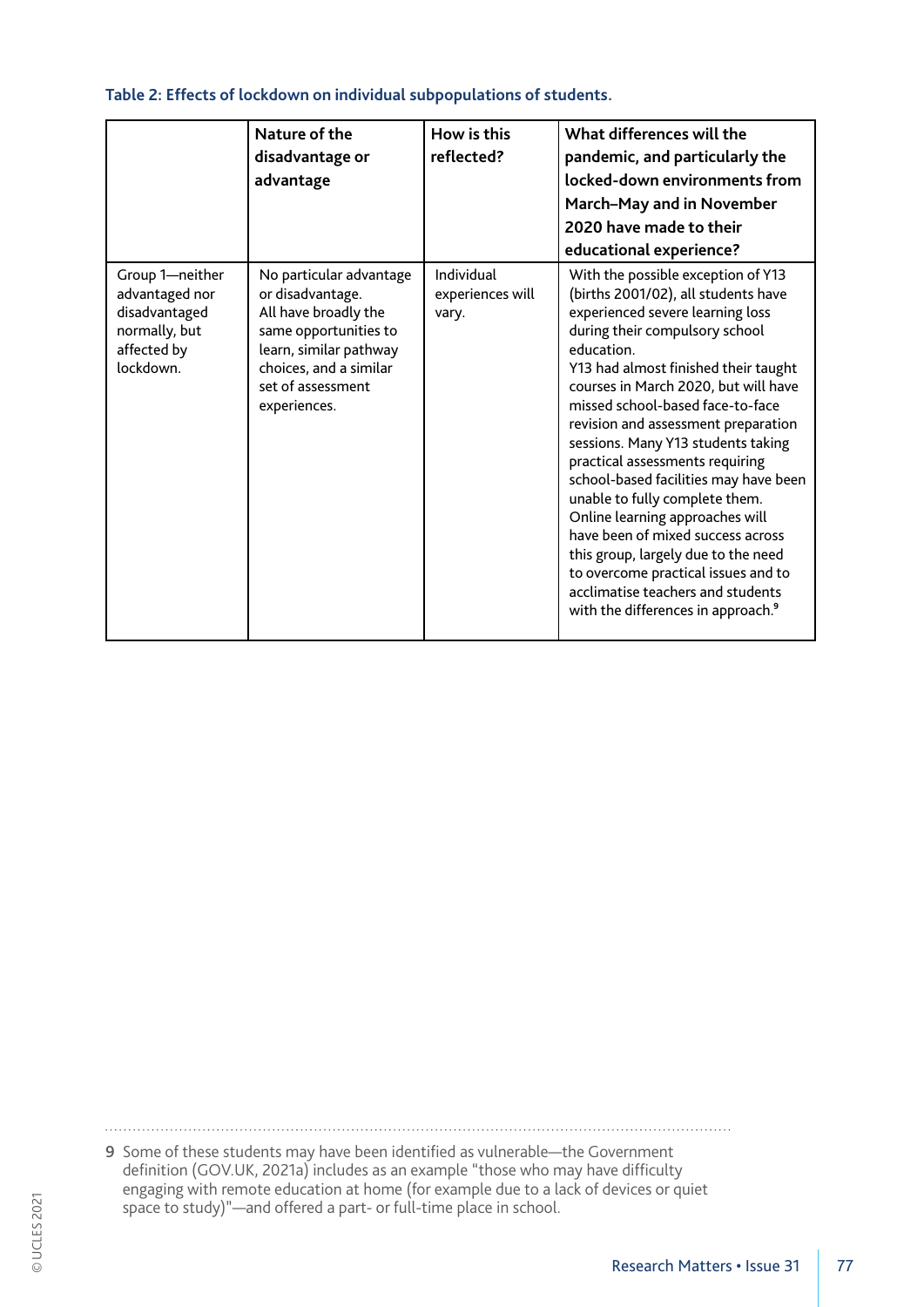**Table 2: Effects of lockdown on individual subpopulations of students.**

| | Nature of the disadvantage or advantage | How is this reflected? | What differences will the pandemic, and particularly the locked-down environments from March–May and in November 2020 have made to their educational experience? |
|---|---|---|---|
| Group 1—neither advantaged nor disadvantaged normally, but affected by lockdown. | No particular advantage or disadvantage. All have broadly the same opportunities to learn, similar pathway choices, and a similar set of assessment experiences. | Individual experiences will vary. | With the possible exception of Y13 (births 2001/02), all students have experienced severe learning loss during their compulsory school education. Y13 had almost finished their taught courses in March 2020, but will have missed school-based face-to-face revision and assessment preparation sessions. Many Y13 students taking practical assessments requiring school-based facilities may have been unable to fully complete them. Online learning approaches will have been of mixed success across this group, largely due to the need to overcome practical issues and to acclimatise teachers and students with the differences in approach.[9] |

9 Some of these students may have been identified as vulnerable—the Government definition (GOV.UK, 2021a) includes as an example "those who may have difficulty engaging with remote education at home (for example due to a lack of devices or quiet space to study)"—and offered a part- or full-time place in school.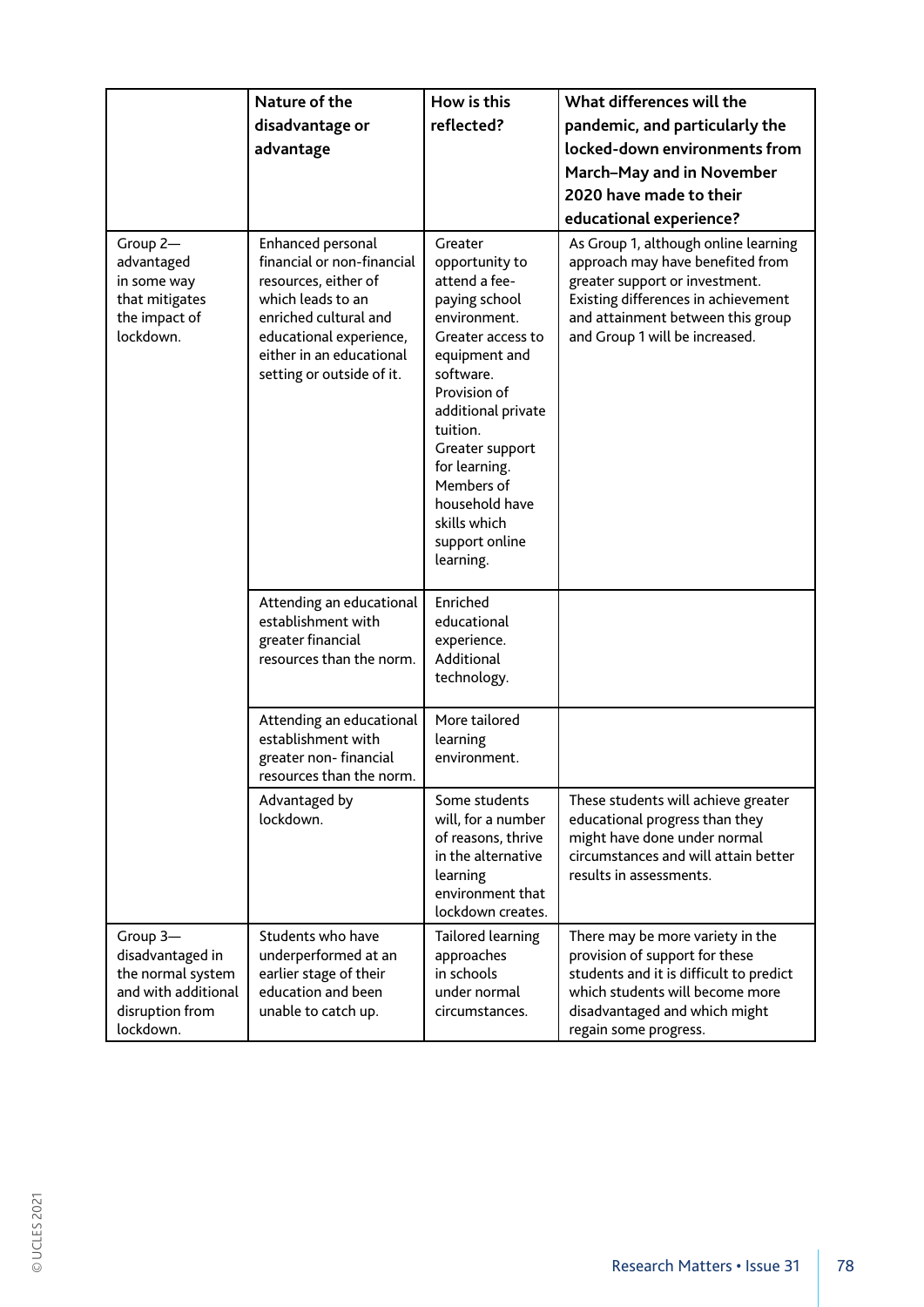| | Nature of the disadvantage or advantage | How is this reflected? | What differences will the pandemic, and particularly the locked-down environments from March–May and in November 2020 have made to their educational experience? |
|---|---|---|---|
| Group 2—advantaged in some way that mitigates the impact of lockdown. | Enhanced personal financial or non-financial resources, either of which leads to an enriched cultural and educational experience, either in an educational setting or outside of it. | Greater opportunity to attend a fee-paying school environment. Greater access to equipment and software. Provision of additional private tuition. Greater support for learning. Members of household have skills which support online learning. | As Group 1, although online learning approach may have benefited from greater support or investment. Existing differences in achievement and attainment between this group and Group 1 will be increased. |
| | Attending an educational establishment with greater financial resources than the norm. | Enriched educational experience. Additional technology. | |
| | Attending an educational establishment with greater non- financial resources than the norm. | More tailored learning environment. | |
| | Advantaged by lockdown. | Some students will, for a number of reasons, thrive in the alternative learning environment that lockdown creates. | These students will achieve greater educational progress than they might have done under normal circumstances and will attain better results in assessments. |
| Group 3—disadvantaged in the normal system and with additional disruption from lockdown. | Students who have underperformed at an earlier stage of their education and been unable to catch up. | Tailored learning approaches in schools under normal circumstances. | There may be more variety in the provision of support for these students and it is difficult to predict which students will become more disadvantaged and which might regain some progress. |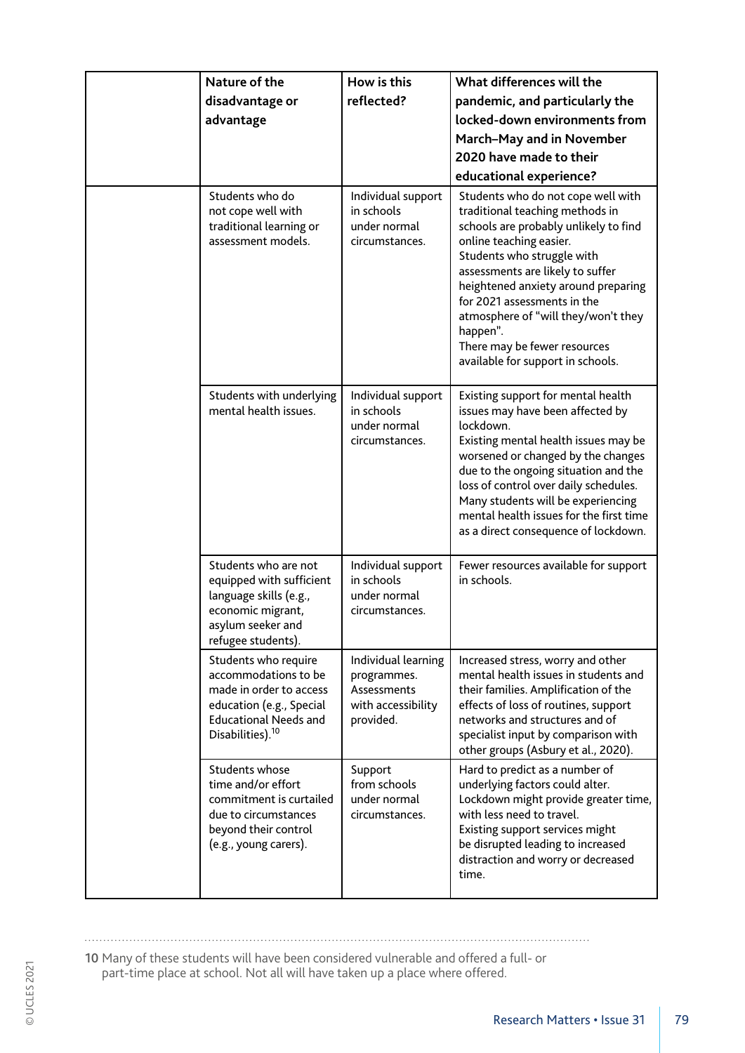| | Nature of the disadvantage or advantage | How is this reflected? | What differences will the pandemic, and particularly the locked-down environments from March–May and in November 2020 have made to their educational experience? |
|---|---|---|---|
| | Students who do not cope well with traditional learning or assessment models. | Individual support in schools under normal circumstances. | Students who do not cope well with traditional teaching methods in schools are probably unlikely to find online teaching easier.<br>Students who struggle with assessments are likely to suffer heightened anxiety around preparing for 2021 assessments in the atmosphere of "will they/won't they happen".<br>There may be fewer resources available for support in schools. |
| | Students with underlying mental health issues. | Individual support in schools under normal circumstances. | Existing support for mental health issues may have been affected by lockdown.<br>Existing mental health issues may be worsened or changed by the changes due to the ongoing situation and the loss of control over daily schedules.<br>Many students will be experiencing mental health issues for the first time as a direct consequence of lockdown. |
| | Students who are not equipped with sufficient language skills (e.g., economic migrant, asylum seeker and refugee students). | Individual support in schools under normal circumstances. | Fewer resources available for support in schools. |
| | Students who require accommodations to be made in order to access education (e.g., Special Educational Needs and Disabilities).[10] | Individual learning programmes. Assessments with accessibility provided. | Increased stress, worry and other mental health issues in students and their families. Amplification of the effects of loss of routines, support networks and structures and of specialist input by comparison with other groups (Asbury et al., 2020). |
| | Students whose time and/or effort commitment is curtailed due to circumstances beyond their control (e.g., young carers). | Support from schools under normal circumstances. | Hard to predict as a number of underlying factors could alter.<br>Lockdown might provide greater time, with less need to travel.<br>Existing support services might be disrupted leading to increased distraction and worry or decreased time. |

10 Many of these students will have been considered vulnerable and offered a full- or part-time place at school. Not all will have taken up a place where offered.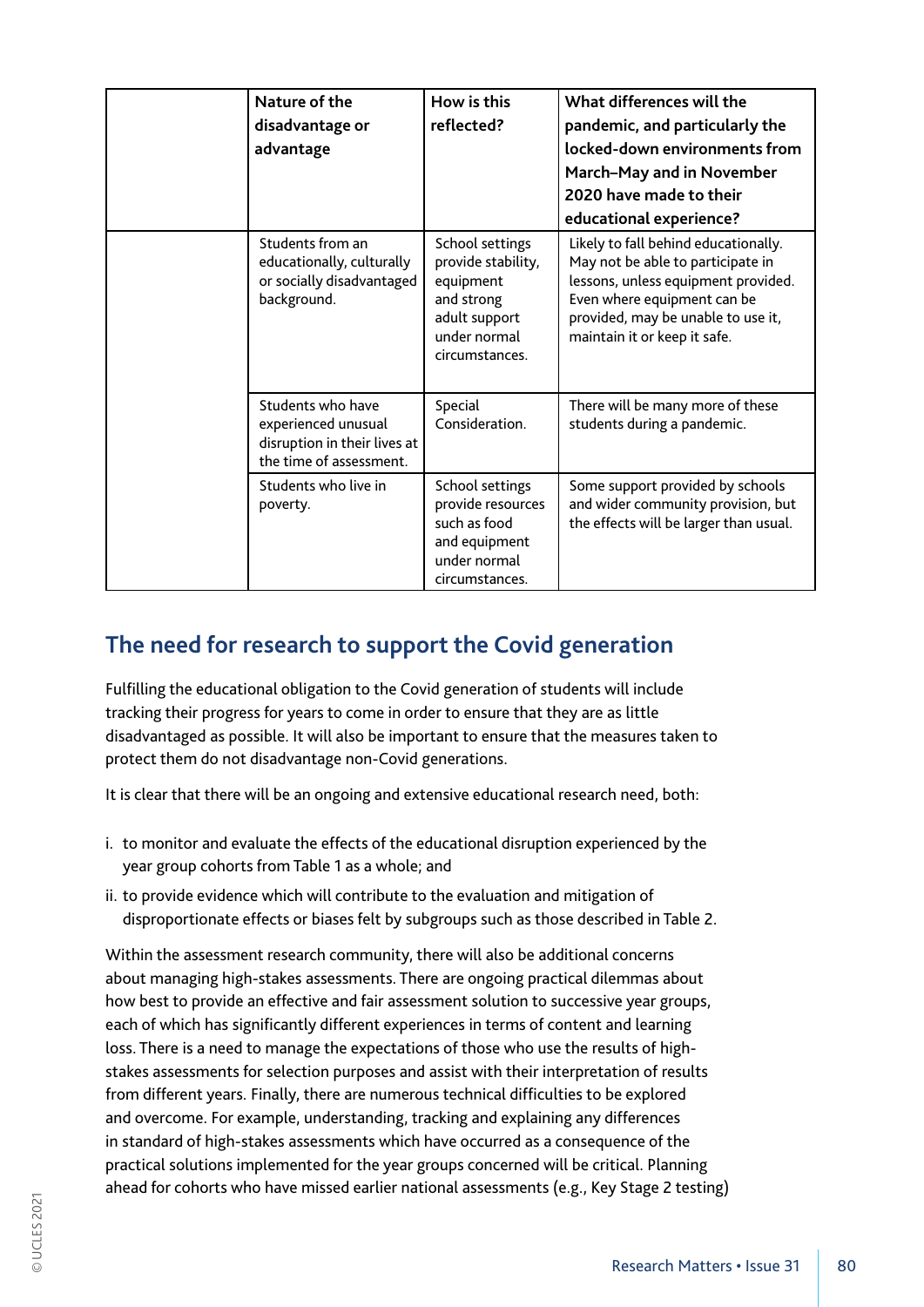| | Nature of the disadvantage or advantage | How is this reflected? | What differences will the pandemic, and particularly the locked-down environments from March–May and in November 2020 have made to their educational experience? |
|---|---|---|---|
| | Students from an educationally, culturally or socially disadvantaged background. | School settings provide stability, equipment and strong adult support under normal circumstances. | Likely to fall behind educationally. May not be able to participate in lessons, unless equipment provided. Even where equipment can be provided, may be unable to use it, maintain it or keep it safe. |
| | Students who have experienced unusual disruption in their lives at the time of assessment. | Special Consideration. | There will be many more of these students during a pandemic. |
| | Students who live in poverty. | School settings provide resources such as food and equipment under normal circumstances. | Some support provided by schools and wider community provision, but the effects will be larger than usual. |

## The need for research to support the Covid generation

Fulfilling the educational obligation to the Covid generation of students will include tracking their progress for years to come in order to ensure that they are as little disadvantaged as possible. It will also be important to ensure that the measures taken to protect them do not disadvantage non-Covid generations.

It is clear that there will be an ongoing and extensive educational research need, both:

i. to monitor and evaluate the effects of the educational disruption experienced by the year group cohorts from Table 1 as a whole; and

ii. to provide evidence which will contribute to the evaluation and mitigation of disproportionate effects or biases felt by subgroups such as those described in Table 2.

Within the assessment research community, there will also be additional concerns about managing high-stakes assessments. There are ongoing practical dilemmas about how best to provide an effective and fair assessment solution to successive year groups, each of which has significantly different experiences in terms of content and learning loss. There is a need to manage the expectations of those who use the results of high-stakes assessments for selection purposes and assist with their interpretation of results from different years. Finally, there are numerous technical difficulties to be explored and overcome. For example, understanding, tracking and explaining any differences in standard of high-stakes assessments which have occurred as a consequence of the practical solutions implemented for the year groups concerned will be critical. Planning ahead for cohorts who have missed earlier national assessments (e.g., Key Stage 2 testing)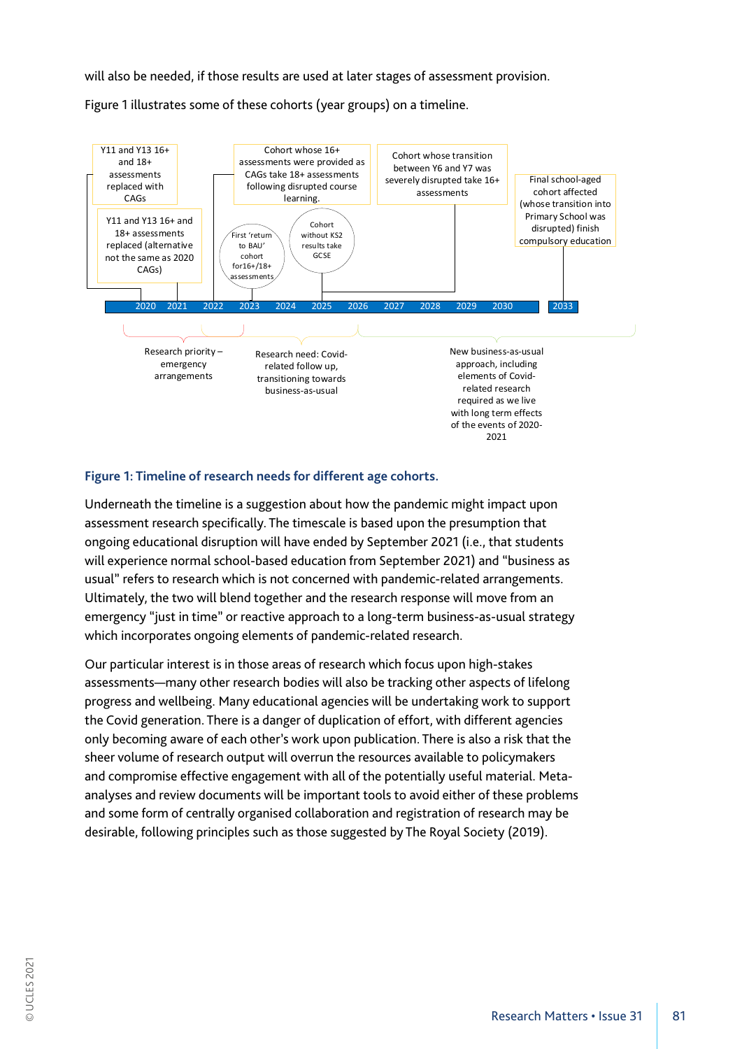will also be needed, if those results are used at later stages of assessment provision.

Figure 1 illustrates some of these cohorts (year groups) on a timeline.

Y11 and Y13 16+ and 18+ assessments replaced with CAGs

Y11 and Y13 16+ and 18+ assessments replaced (alternative not the same as 2020 CAGs)

Cohort whose 16+ assessments were provided as CAGs take 18+ assessments following disrupted course learning.

First 'return to BAU' cohort for16+/18+ assessments

Cohort without KS2 results take GCSE

Cohort whose transition between Y6 and Y7 was severely disrupted take 16+ assessments

Final school-aged cohort affected (whose transition into Primary School was disrupted) finish compulsory education

2020 2021 2022 2023 2024 2025 2026 2027 2028 2029 2030 2033

Research priority – emergency arrangements

Research need: Covid-related follow up, transitioning towards business-as-usual

New business-as-usual approach, including elements of Covid-related research required as we live with long term effects of the events of 2020-2021

**Figure 1: Timeline of research needs for different age cohorts.**

Underneath the timeline is a suggestion about how the pandemic might impact upon assessment research specifically. The timescale is based upon the presumption that ongoing educational disruption will have ended by September 2021 (i.e., that students will experience normal school-based education from September 2021) and "business as usual" refers to research which is not concerned with pandemic-related arrangements. Ultimately, the two will blend together and the research response will move from an emergency "just in time" or reactive approach to a long-term business-as-usual strategy which incorporates ongoing elements of pandemic-related research.

Our particular interest is in those areas of research which focus upon high-stakes assessments—many other research bodies will also be tracking other aspects of lifelong progress and wellbeing. Many educational agencies will be undertaking work to support the Covid generation. There is a danger of duplication of effort, with different agencies only becoming aware of each other's work upon publication. There is also a risk that the sheer volume of research output will overrun the resources available to policymakers and compromise effective engagement with all of the potentially useful material. Meta-analyses and review documents will be important tools to avoid either of these problems and some form of centrally organised collaboration and registration of research may be desirable, following principles such as those suggested by The Royal Society (2019).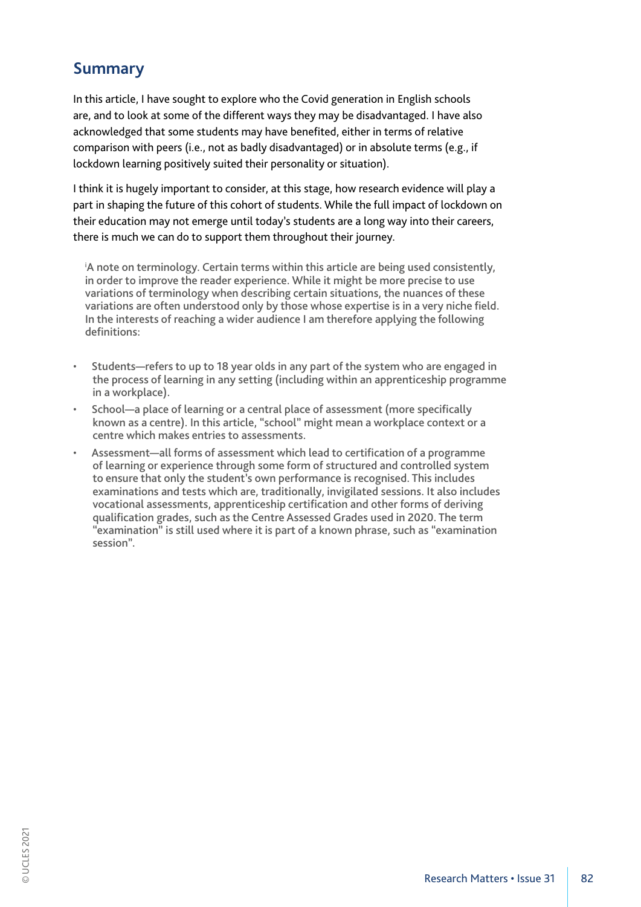## Summary

In this article, I have sought to explore who the Covid generation in English schools are, and to look at some of the different ways they may be disadvantaged. I have also acknowledged that some students may have benefited, either in terms of relative comparison with peers (i.e., not as badly disadvantaged) or in absolute terms (e.g., if lockdown learning positively suited their personality or situation).

I think it is hugely important to consider, at this stage, how research evidence will play a part in shaping the future of this cohort of students. While the full impact of lockdown on their education may not emerge until today's students are a long way into their careers, there is much we can do to support them throughout their journey.

[i]A note on terminology. Certain terms within this article are being used consistently, in order to improve the reader experience. While it might be more precise to use variations of terminology when describing certain situations, the nuances of these variations are often understood only by those whose expertise is in a very niche field. In the interests of reaching a wider audience I am therefore applying the following definitions:

- Students—refers to up to 18 year olds in any part of the system who are engaged in the process of learning in any setting (including within an apprenticeship programme in a workplace).
- School—a place of learning or a central place of assessment (more specifically known as a centre). In this article, "school" might mean a workplace context or a centre which makes entries to assessments.
- Assessment—all forms of assessment which lead to certification of a programme of learning or experience through some form of structured and controlled system to ensure that only the student's own performance is recognised. This includes examinations and tests which are, traditionally, invigilated sessions. It also includes vocational assessments, apprenticeship certification and other forms of deriving qualification grades, such as the Centre Assessed Grades used in 2020. The term "examination" is still used where it is part of a known phrase, such as "examination session".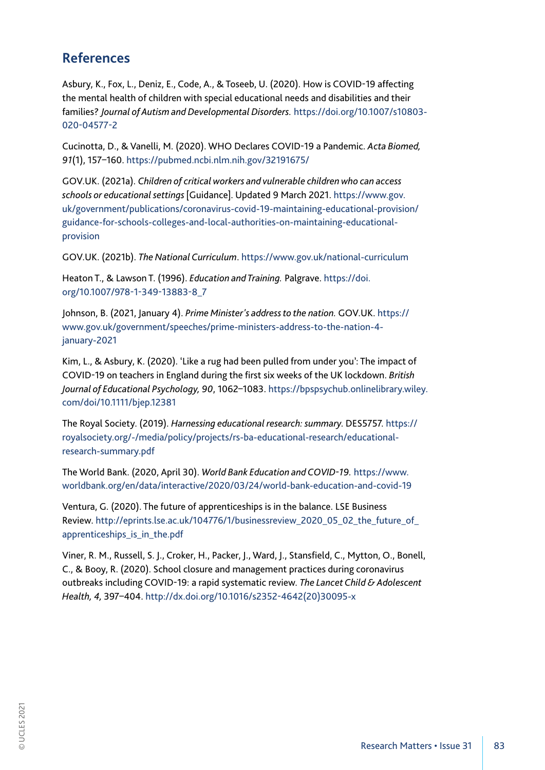## References

Asbury, K., Fox, L., Deniz, E., Code, A., & Toseeb, U. (2020). How is COVID-19 affecting the mental health of children with special educational needs and disabilities and their families? *Journal of Autism and Developmental Disorders.* https://doi.org/10.1007/s10803-020-04577-2

Cucinotta, D., & Vanelli, M. (2020). WHO Declares COVID-19 a Pandemic. *Acta Biomed, 91*(1), 157–160. https://pubmed.ncbi.nlm.nih.gov/32191675/

GOV.UK. (2021a). *Children of critical workers and vulnerable children who can access schools or educational settings* [Guidance]. Updated 9 March 2021. https://www.gov.uk/government/publications/coronavirus-covid-19-maintaining-educational-provision/guidance-for-schools-colleges-and-local-authorities-on-maintaining-educational-provision

GOV.UK. (2021b). *The National Curriculum*. https://www.gov.uk/national-curriculum

Heaton T., & Lawson T. (1996). *Education and Training.* Palgrave. https://doi.org/10.1007/978-1-349-13883-8_7

Johnson, B. (2021, January 4). *Prime Minister's address to the nation.* GOV.UK. https://www.gov.uk/government/speeches/prime-ministers-address-to-the-nation-4-january-2021

Kim, L., & Asbury, K. (2020). 'Like a rug had been pulled from under you': The impact of COVID-19 on teachers in England during the first six weeks of the UK lockdown. *British Journal of Educational Psychology, 90*, 1062–1083. https://bpspsychub.onlinelibrary.wiley.com/doi/10.1111/bjep.12381

The Royal Society. (2019). *Harnessing educational research: summary.* DES5757. https://royalsociety.org/-/media/policy/projects/rs-ba-educational-research/educational-research-summary.pdf

The World Bank. (2020, April 30). *World Bank Education and COVID-19.* https://www.worldbank.org/en/data/interactive/2020/03/24/world-bank-education-and-covid-19

Ventura, G. (2020). The future of apprenticeships is in the balance. LSE Business Review. http://eprints.lse.ac.uk/104776/1/businessreview_2020_05_02_the_future_of_apprenticeships_is_in_the.pdf

Viner, R. M., Russell, S. J., Croker, H., Packer, J., Ward, J., Stansfield, C., Mytton, O., Bonell, C., & Booy, R. (2020). School closure and management practices during coronavirus outbreaks including COVID-19: a rapid systematic review. *The Lancet Child & Adolescent Health, 4,* 397–404. http://dx.doi.org/10.1016/s2352-4642(20)30095-x